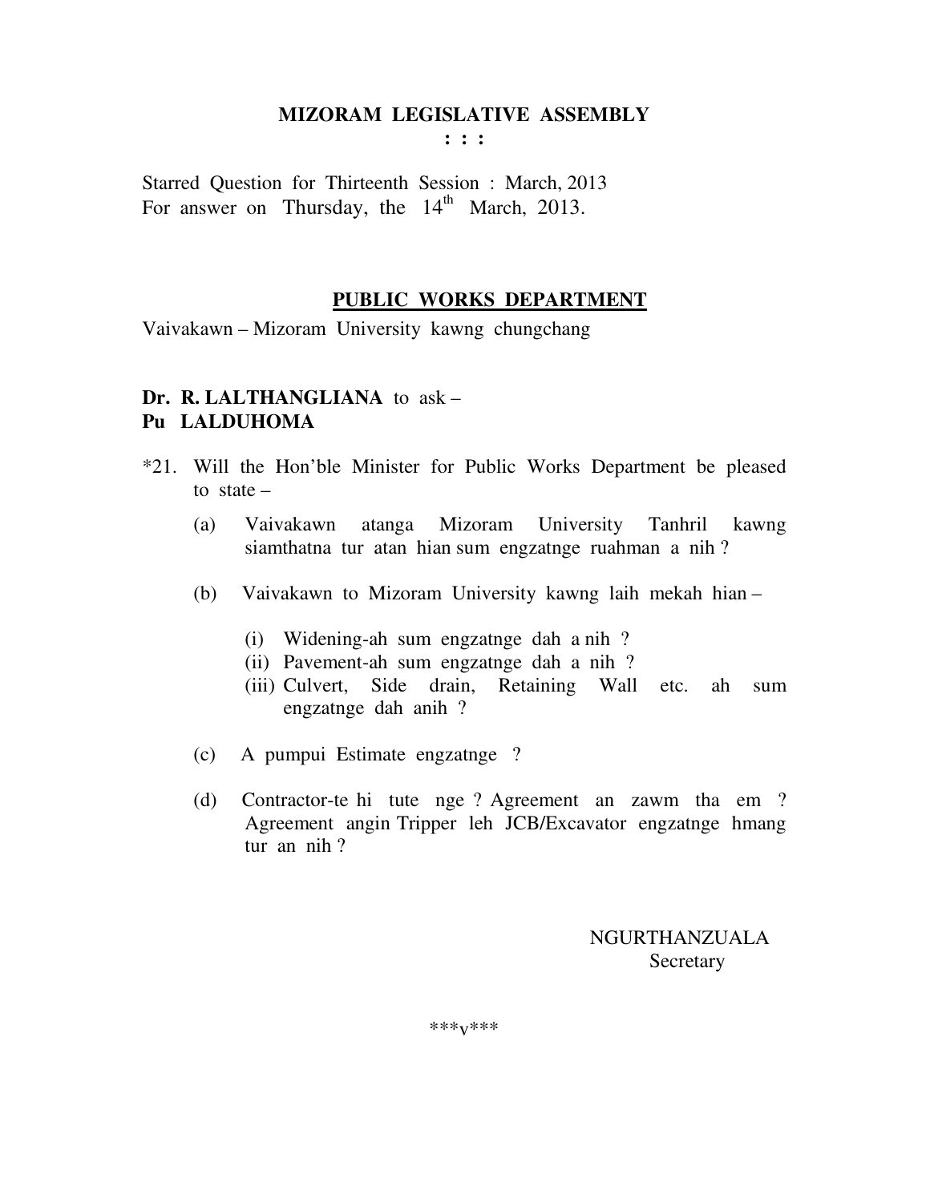# MIZORAM LEGISLATIVE ASSEMBLY

: : :

Starred Question for Thirteenth Session : March, 2013
For answer on Thursday, the 14th March, 2013.

## PUBLIC WORKS DEPARTMENT

Vaivakawn – Mizoram University kawng chungchang

**Dr. R. LALTHANGLIANA** to ask –
**Pu LALDUHOMA**

*21. Will the Hon'ble Minister for Public Works Department be pleased to state –

(a) Vaivakawn atanga Mizoram University Tanhril kawng siamthatna tur atan hian sum engzatnge ruahman a nih ?

(b) Vaivakawn to Mizoram University kawng laih mekah hian –

(i) Widening-ah sum engzatnge dah a nih ?
(ii) Pavement-ah sum engzatnge dah a nih ?
(iii) Culvert, Side drain, Retaining Wall etc. ah sum engzatnge dah anih ?

(c) A pumpui Estimate engzatnge ?

(d) Contractor-te hi tute nge ? Agreement an zawm tha em ? Agreement angin Tripper leh JCB/Excavator engzatnge hmang tur an nih ?

NGURTHANZUALA
Secretary

***v***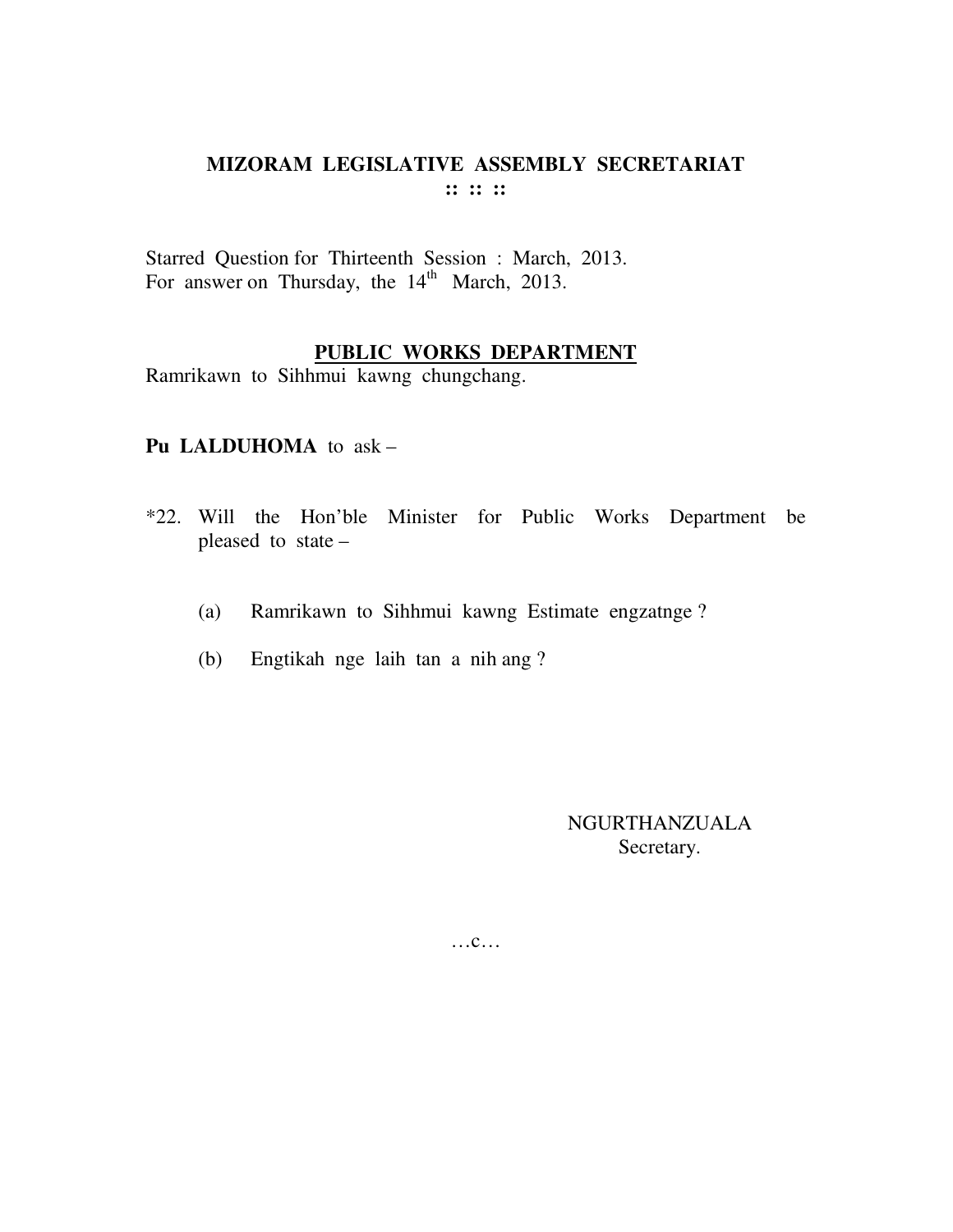# MIZORAM LEGISLATIVE ASSEMBLY SECRETARIAT

**:: :: ::**

Starred Question for Thirteenth Session : March, 2013.
For answer on Thursday, the 14th March, 2013.

## PUBLIC WORKS DEPARTMENT

Ramrikawn to Sihhmui kawng chungchang.

**Pu LALDUHOMA** to ask –

*22. Will the Hon'ble Minister for Public Works Department be pleased to state –

(a) Ramrikawn to Sihhmui kawng Estimate engzatnge ?

(b) Engtikah nge laih tan a nih ang ?

NGURTHANZUALA
Secretary.

…c…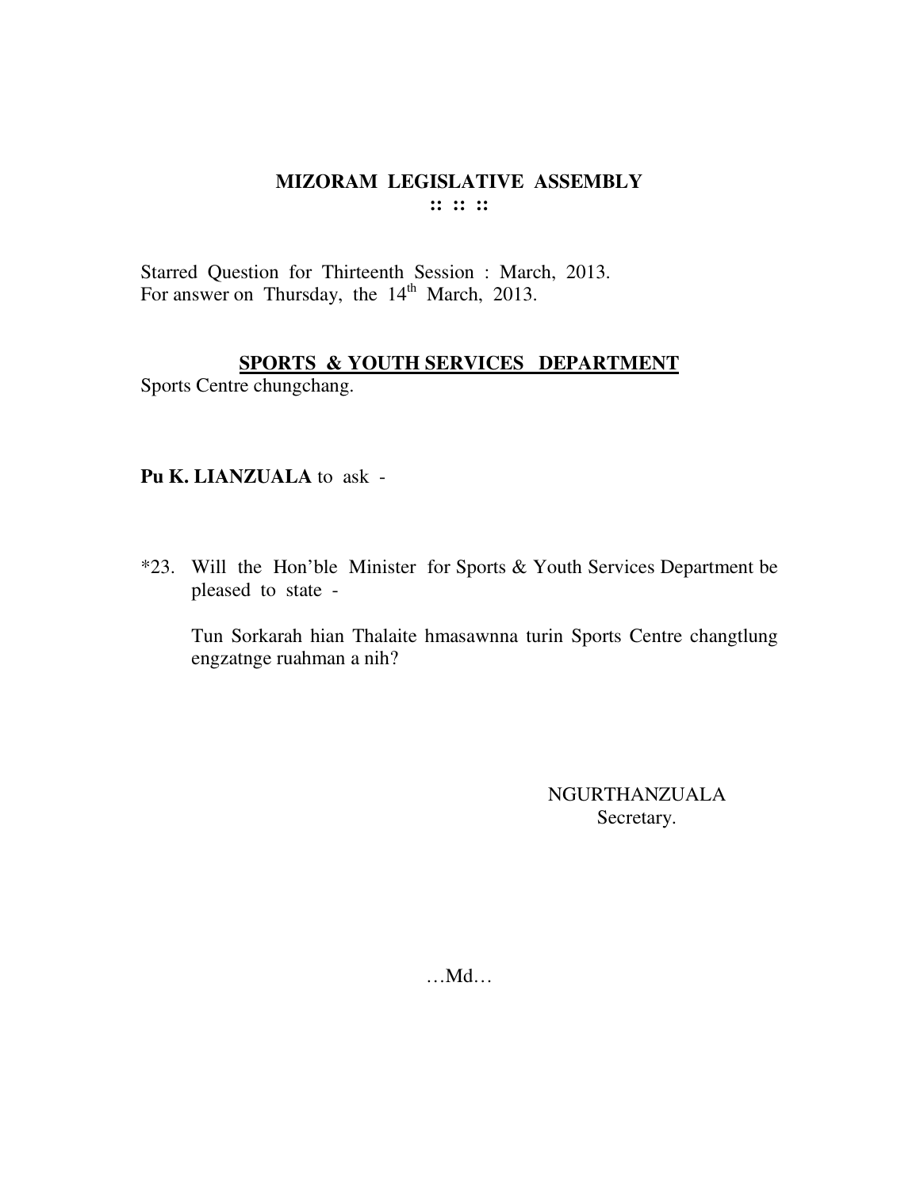# MIZORAM LEGISLATIVE ASSEMBLY

:: :: ::

Starred Question for Thirteenth Session : March, 2013.
For answer on Thursday, the 14th March, 2013.

## SPORTS & YOUTH SERVICES DEPARTMENT

Sports Centre chungchang.

**Pu K. LIANZUALA** to ask -

*23. Will the Hon'ble Minister for Sports & Youth Services Department be pleased to state -

Tun Sorkarah hian Thalaite hmasawnna turin Sports Centre changtlung engzatnge ruahman a nih?

NGURTHANZUALA
Secretary.

…Md…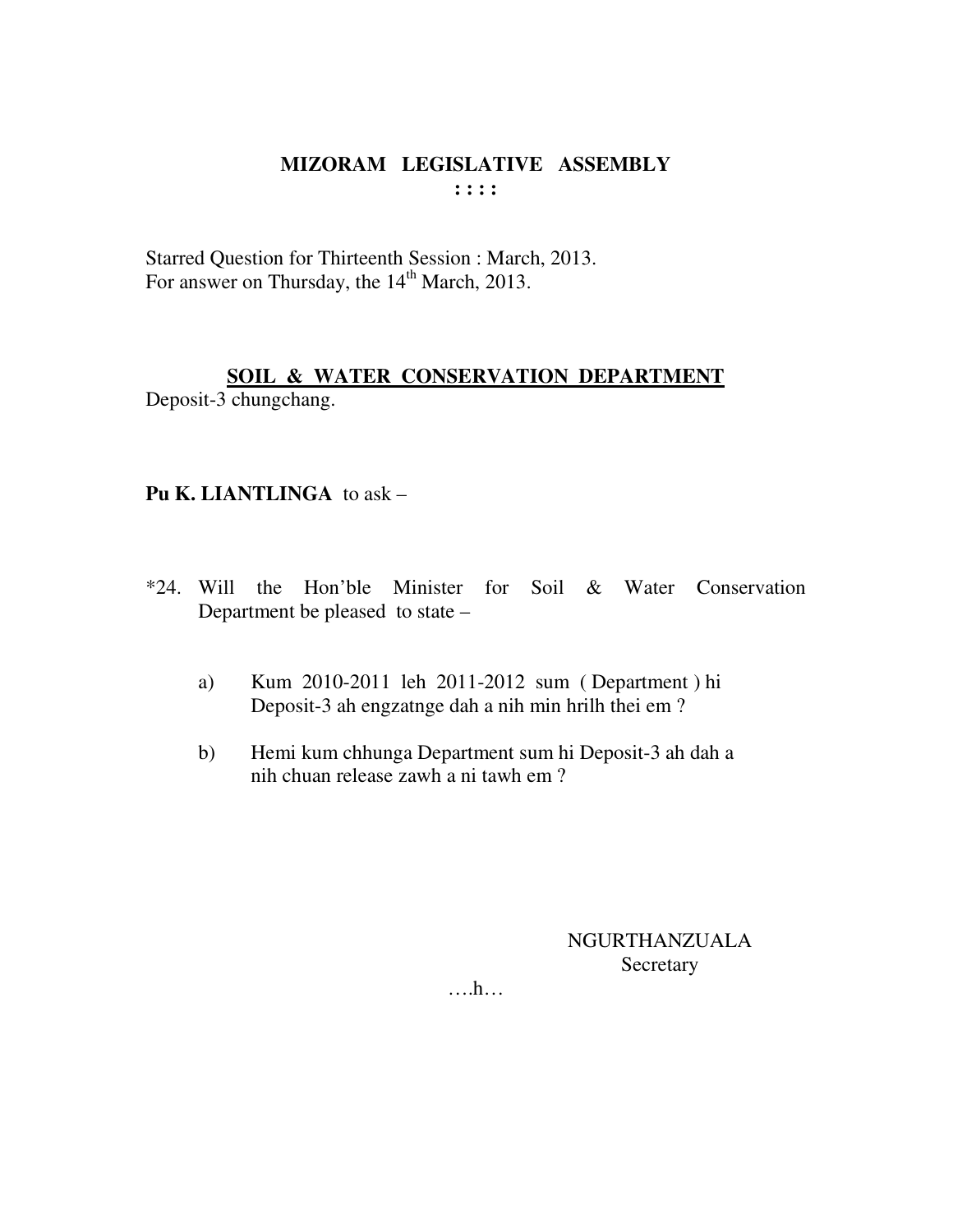# MIZORAM LEGISLATIVE ASSEMBLY

**: : : :**

Starred Question for Thirteenth Session : March, 2013.
For answer on Thursday, the 14th March, 2013.

## SOIL & WATER CONSERVATION DEPARTMENT

Deposit-3 chungchang.

**Pu K. LIANTLINGA** to ask –

*24. Will the Hon'ble Minister for Soil & Water Conservation Department be pleased to state –

a) Kum 2010-2011 leh 2011-2012 sum ( Department ) hi Deposit-3 ah engzatnge dah a nih min hrilh thei em ?

b) Hemi kum chhunga Department sum hi Deposit-3 ah dah a nih chuan release zawh a ni tawh em ?

NGURTHANZUALA
Secretary

….h…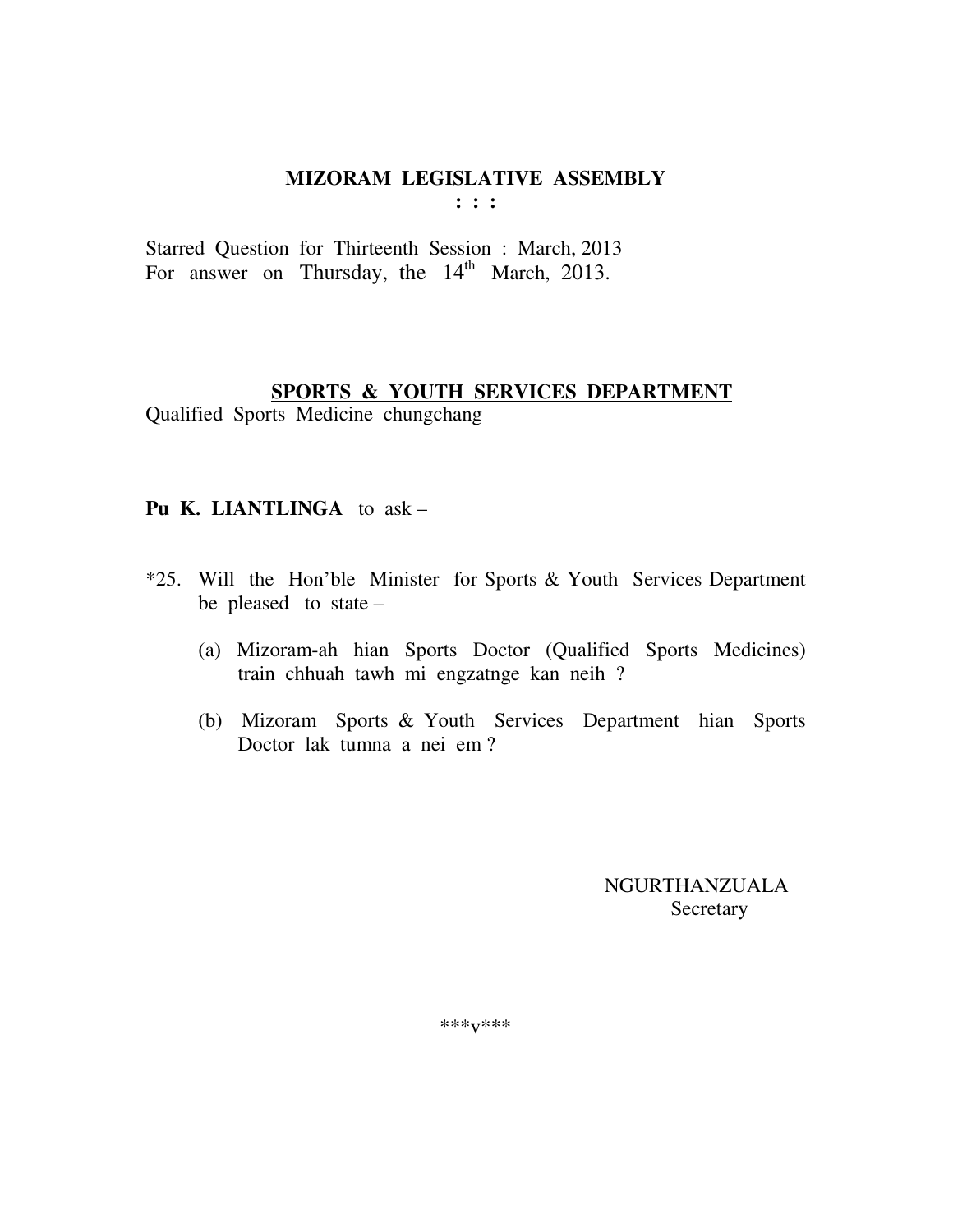# MIZORAM LEGISLATIVE ASSEMBLY

**: : :**

Starred Question for Thirteenth Session : March, 2013
For answer on Thursday, the 14th March, 2013.

## SPORTS & YOUTH SERVICES DEPARTMENT

Qualified Sports Medicine chungchang

**Pu K. LIANTLINGA** to ask –

*25. Will the Hon'ble Minister for Sports & Youth Services Department be pleased to state –

(a) Mizoram-ah hian Sports Doctor (Qualified Sports Medicines) train chhuah tawh mi engzatnge kan neih ?

(b) Mizoram Sports & Youth Services Department hian Sports Doctor lak tumna a nei em ?

NGURTHANZUALA
Secretary

***v***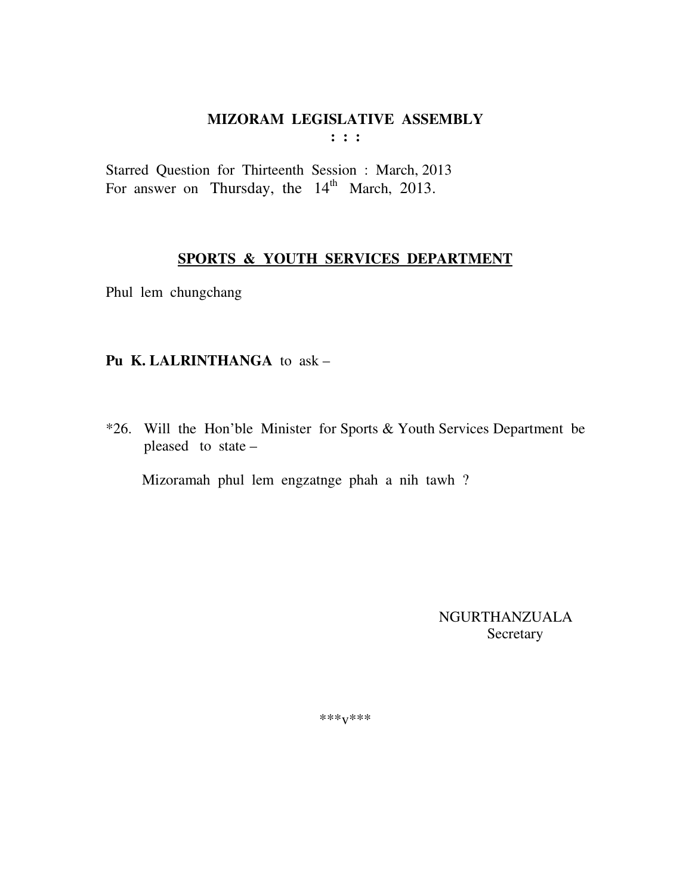# MIZORAM LEGISLATIVE ASSEMBLY

**: : :**

Starred Question for Thirteenth Session : March, 2013
For answer on Thursday, the 14th March, 2013.

## SPORTS & YOUTH SERVICES DEPARTMENT

Phul lem chungchang

**Pu K. LALRINTHANGA** to ask –

*26. Will the Hon'ble Minister for Sports & Youth Services Department be pleased to state –

Mizoramah phul lem engzatnge phah a nih tawh ?

NGURTHANZUALA
Secretary

***v***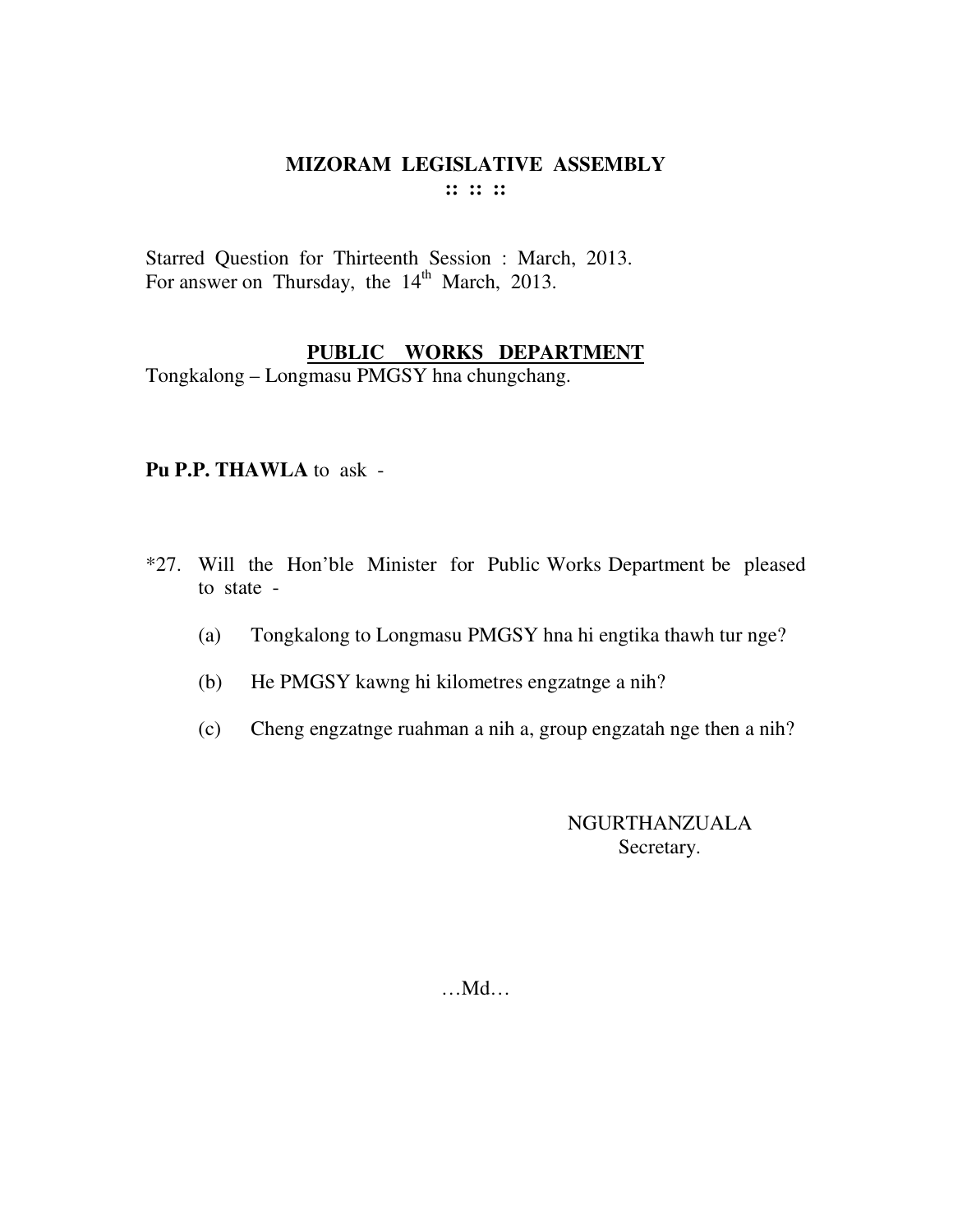# MIZORAM LEGISLATIVE ASSEMBLY

:: :: ::

Starred Question for Thirteenth Session : March, 2013.
For answer on Thursday, the 14th March, 2013.

## PUBLIC WORKS DEPARTMENT

Tongkalong – Longmasu PMGSY hna chungchang.

**Pu P.P. THAWLA** to ask -

*27. Will the Hon'ble Minister for Public Works Department be pleased to state -

(a) Tongkalong to Longmasu PMGSY hna hi engtika thawh tur nge?

(b) He PMGSY kawng hi kilometres engzatnge a nih?

(c) Cheng engzatnge ruahman a nih a, group engzatah nge then a nih?

NGURTHANZUALA
Secretary.

…Md…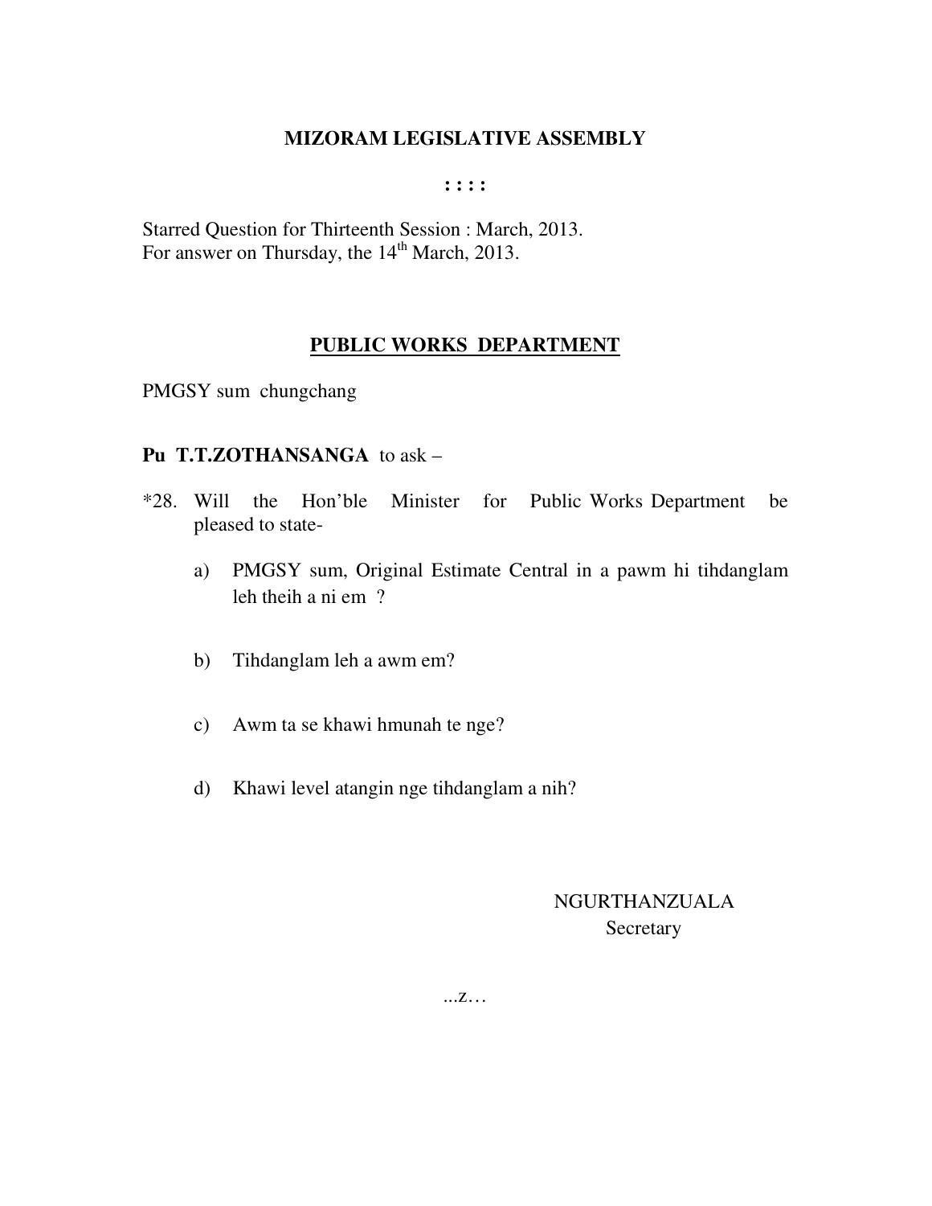# MIZORAM LEGISLATIVE ASSEMBLY

: : : :

Starred Question for Thirteenth Session : March, 2013.
For answer on Thursday, the 14th March, 2013.

## PUBLIC WORKS DEPARTMENT

PMGSY sum chungchang

**Pu T.T.ZOTHANSANGA** to ask –

*28. Will the Hon'ble Minister for Public Works Department be pleased to state-

a) PMGSY sum, Original Estimate Central in a pawm hi tihdanglam leh theih a ni em ?

b) Tihdanglam leh a awm em?

c) Awm ta se khawi hmunah te nge?

d) Khawi level atangin nge tihdanglam a nih?

NGURTHANZUALA
Secretary

...z…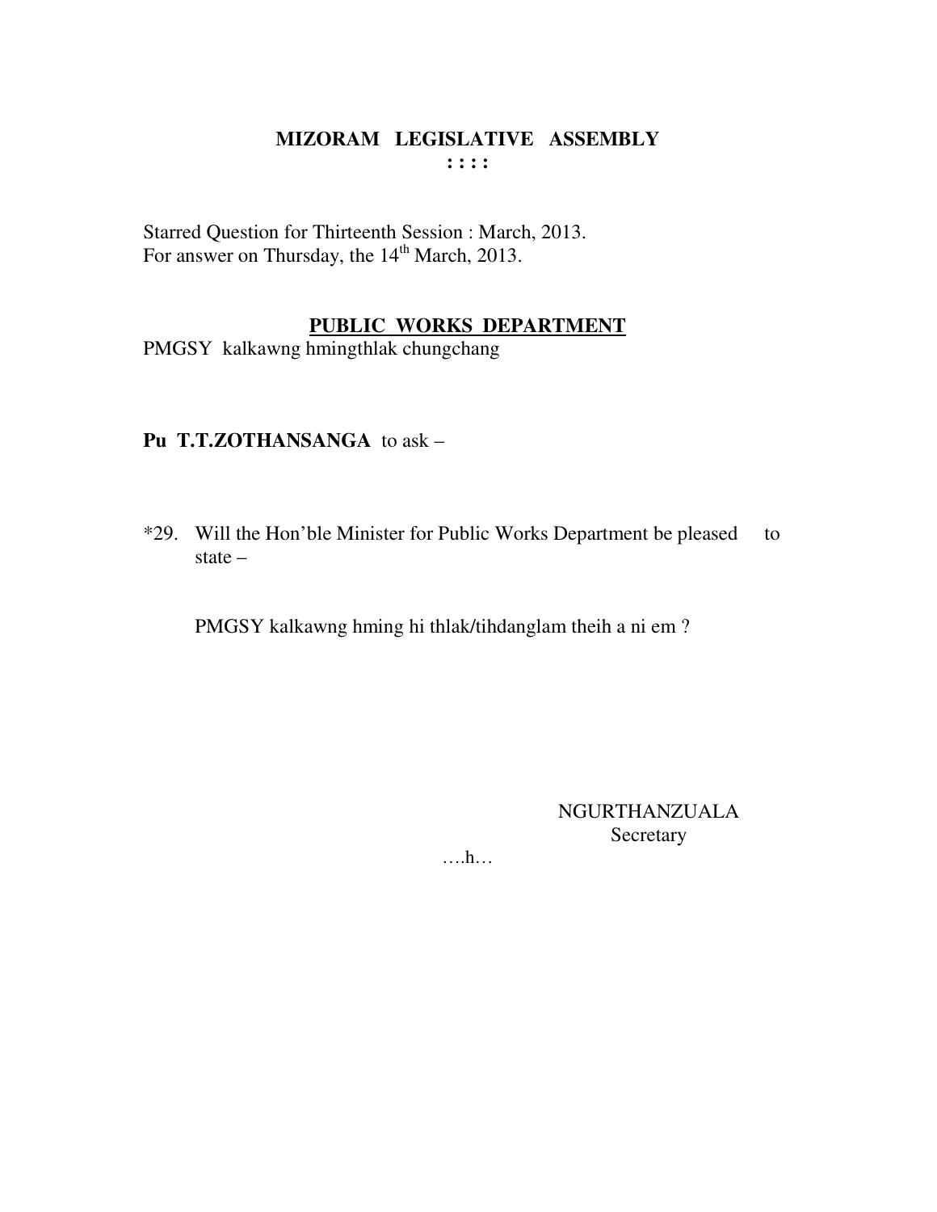# MIZORAM LEGISLATIVE ASSEMBLY

**: : : :**

Starred Question for Thirteenth Session : March, 2013.
For answer on Thursday, the 14th March, 2013.

## PUBLIC WORKS DEPARTMENT

PMGSY kalkawng hmingthlak chungchang

**Pu T.T.ZOTHANSANGA** to ask –

*29. Will the Hon'ble Minister for Public Works Department be pleased to state –

PMGSY kalkawng hming hi thlak/tihdanglam theih a ni em ?

NGURTHANZUALA
Secretary

….h…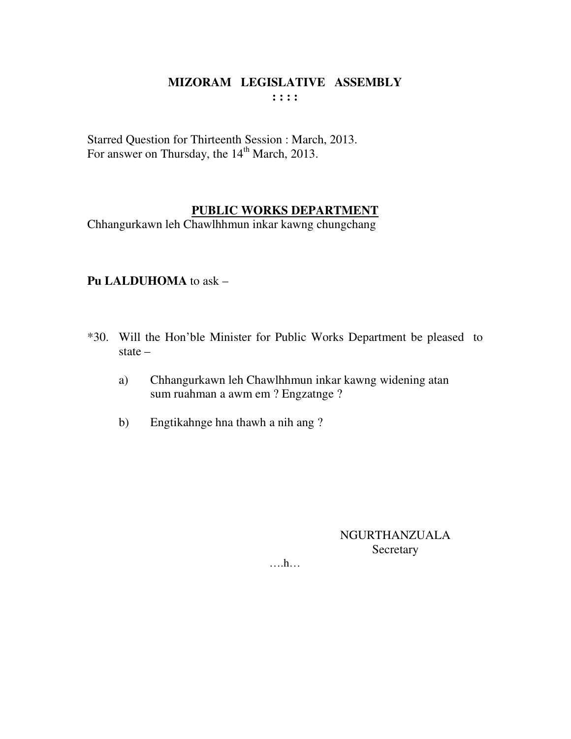# MIZORAM LEGISLATIVE ASSEMBLY

**: : : :**

Starred Question for Thirteenth Session : March, 2013.
For answer on Thursday, the 14th March, 2013.

## PUBLIC WORKS DEPARTMENT

Chhangurkawn leh Chawlhhmun inkar kawng chungchang

**Pu LALDUHOMA** to ask –

*30. Will the Hon'ble Minister for Public Works Department be pleased to state –

a) Chhangurkawn leh Chawlhhmun inkar kawng widening atan sum ruahman a awm em ? Engzatnge ?

b) Engtikahnge hna thawh a nih ang ?

NGURTHANZUALA
Secretary

….h…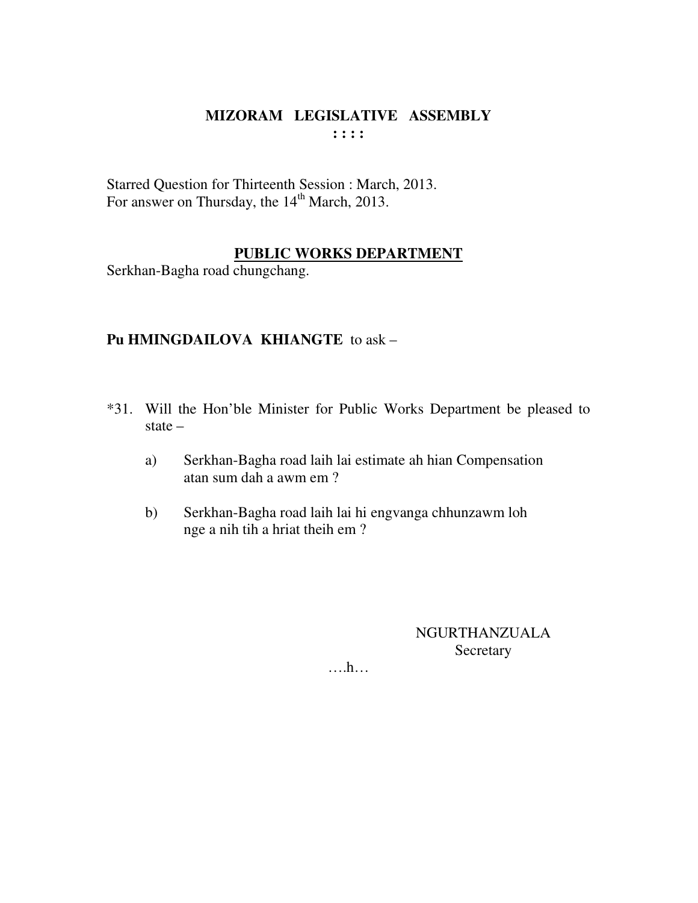# MIZORAM LEGISLATIVE ASSEMBLY

**: : : :**

Starred Question for Thirteenth Session : March, 2013.
For answer on Thursday, the 14th March, 2013.

## PUBLIC WORKS DEPARTMENT

Serkhan-Bagha road chungchang.

**Pu HMINGDAILOVA KHIANGTE** to ask –

*31. Will the Hon'ble Minister for Public Works Department be pleased to state –

a) Serkhan-Bagha road laih lai estimate ah hian Compensation atan sum dah a awm em ?

b) Serkhan-Bagha road laih lai hi engvanga chhunzawm loh nge a nih tih a hriat theih em ?

NGURTHANZUALA
Secretary

….h…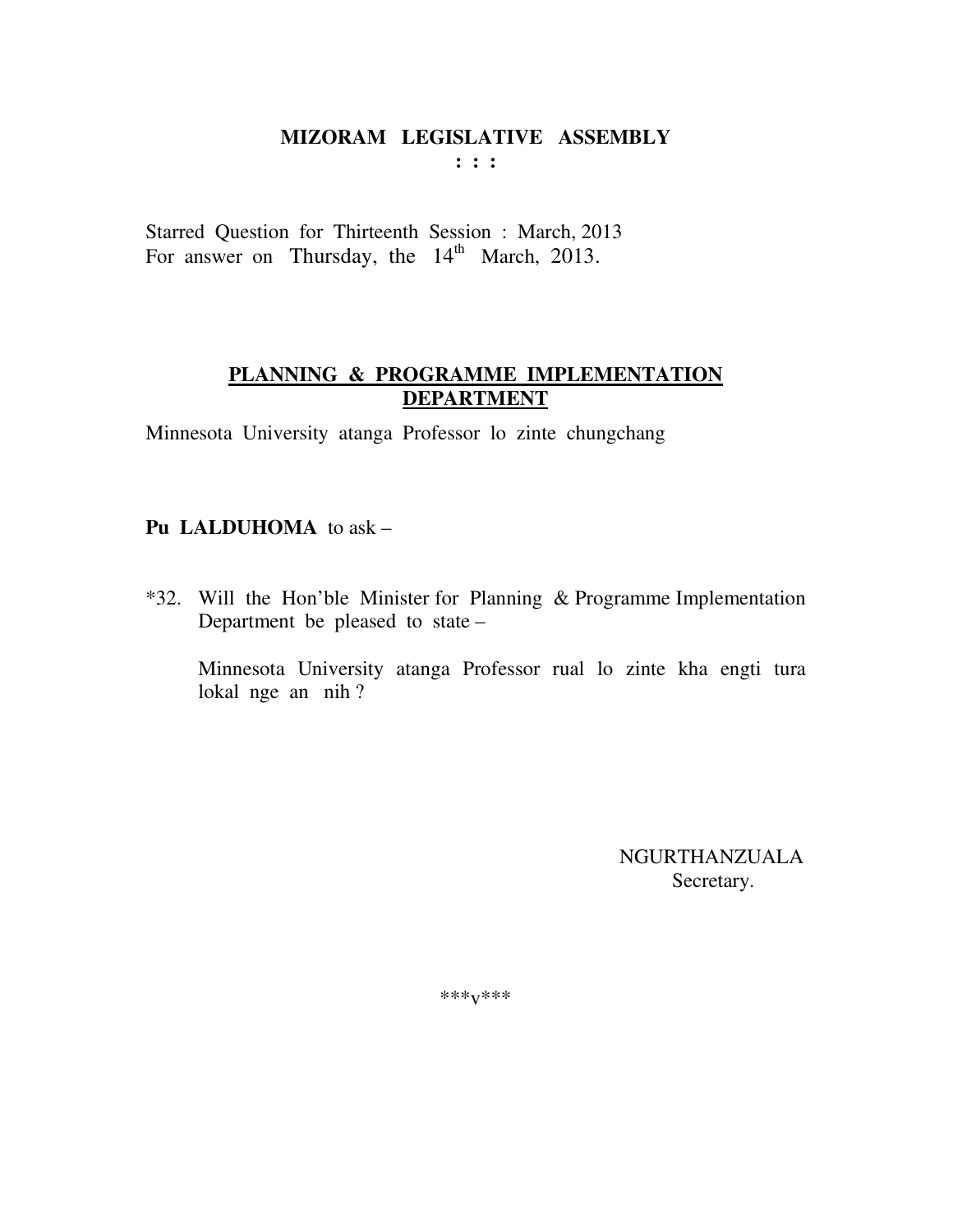# MIZORAM LEGISLATIVE ASSEMBLY

**: : :**

Starred Question for Thirteenth Session : March, 2013
For answer on Thursday, the 14th March, 2013.

## PLANNING & PROGRAMME IMPLEMENTATION DEPARTMENT

Minnesota University atanga Professor lo zinte chungchang

**Pu LALDUHOMA** to ask –

*32. Will the Hon'ble Minister for Planning & Programme Implementation Department be pleased to state –

Minnesota University atanga Professor rual lo zinte kha engti tura lokal nge an nih ?

NGURTHANZUALA
Secretary.

***v***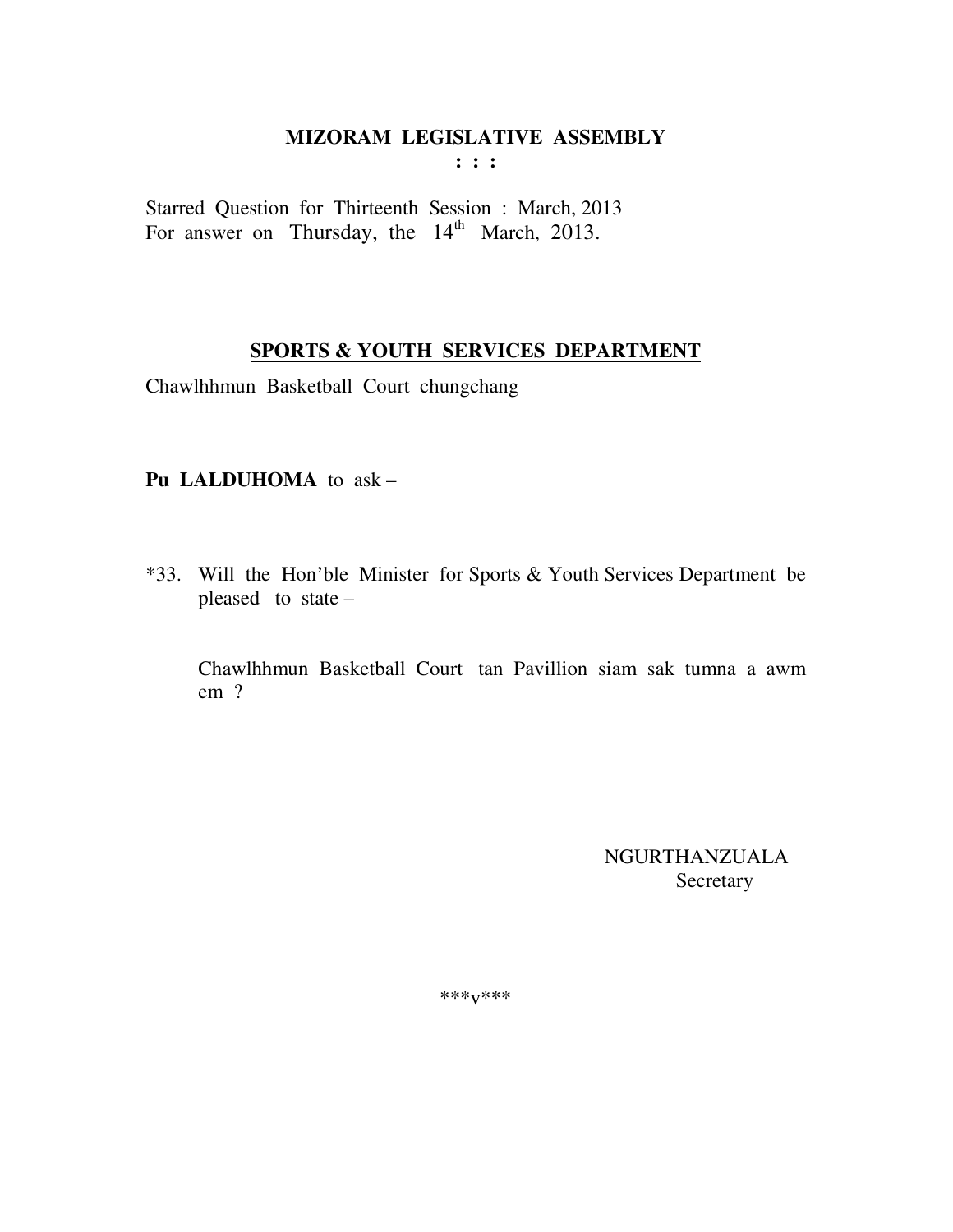# MIZORAM LEGISLATIVE ASSEMBLY

**: : :**

Starred Question for Thirteenth Session : March, 2013
For answer on Thursday, the 14th March, 2013.

## SPORTS & YOUTH SERVICES DEPARTMENT

Chawlhhmun Basketball Court chungchang

**Pu LALDUHOMA** to ask –

*33. Will the Hon'ble Minister for Sports & Youth Services Department be pleased to state –

Chawlhhmun Basketball Court tan Pavillion siam sak tumna a awm em ?

NGURTHANZUALA
Secretary

***v***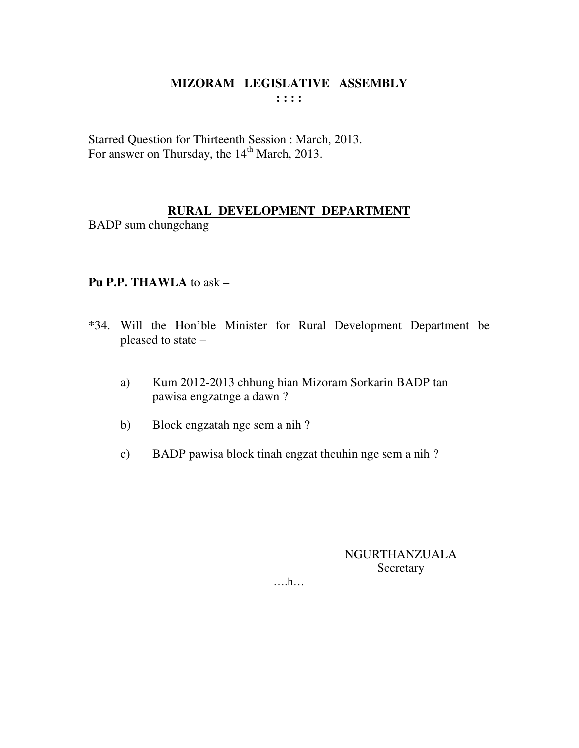# MIZORAM LEGISLATIVE ASSEMBLY

**: : : :**

Starred Question for Thirteenth Session : March, 2013.
For answer on Thursday, the 14th March, 2013.

## RURAL DEVELOPMENT DEPARTMENT

BADP sum chungchang

**Pu P.P. THAWLA** to ask –

*34. Will the Hon'ble Minister for Rural Development Department be pleased to state –

a) Kum 2012-2013 chhung hian Mizoram Sorkarin BADP tan pawisa engzatnge a dawn ?

b) Block engzatah nge sem a nih ?

c) BADP pawisa block tinah engzat theuhin nge sem a nih ?

NGURTHANZUALA
Secretary

….h…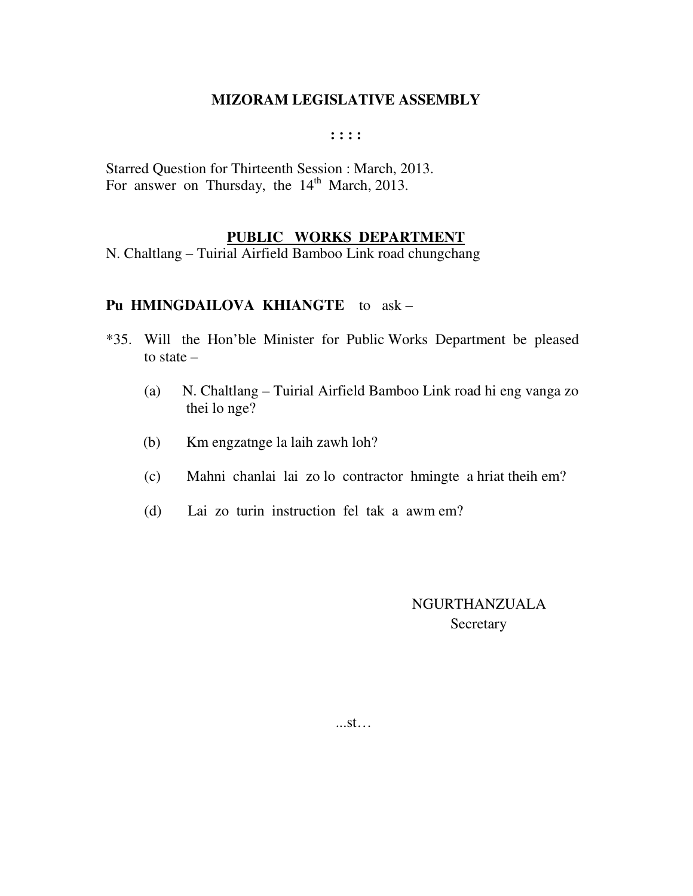# MIZORAM LEGISLATIVE ASSEMBLY

**: : : :**

Starred Question for Thirteenth Session : March, 2013.
For answer on Thursday, the 14th March, 2013.

## PUBLIC WORKS DEPARTMENT

N. Chaltlang – Tuirial Airfield Bamboo Link road chungchang

**Pu HMINGDAILOVA KHIANGTE** to ask –

*35. Will the Hon'ble Minister for Public Works Department be pleased to state –

(a) N. Chaltlang – Tuirial Airfield Bamboo Link road hi eng vanga zo thei lo nge?

(b) Km engzatnge la laih zawh loh?

(c) Mahni chanlai lai zo lo contractor hmingte a hriat theih em?

(d) Lai zo turin instruction fel tak a awm em?

NGURTHANZUALA
Secretary

...st…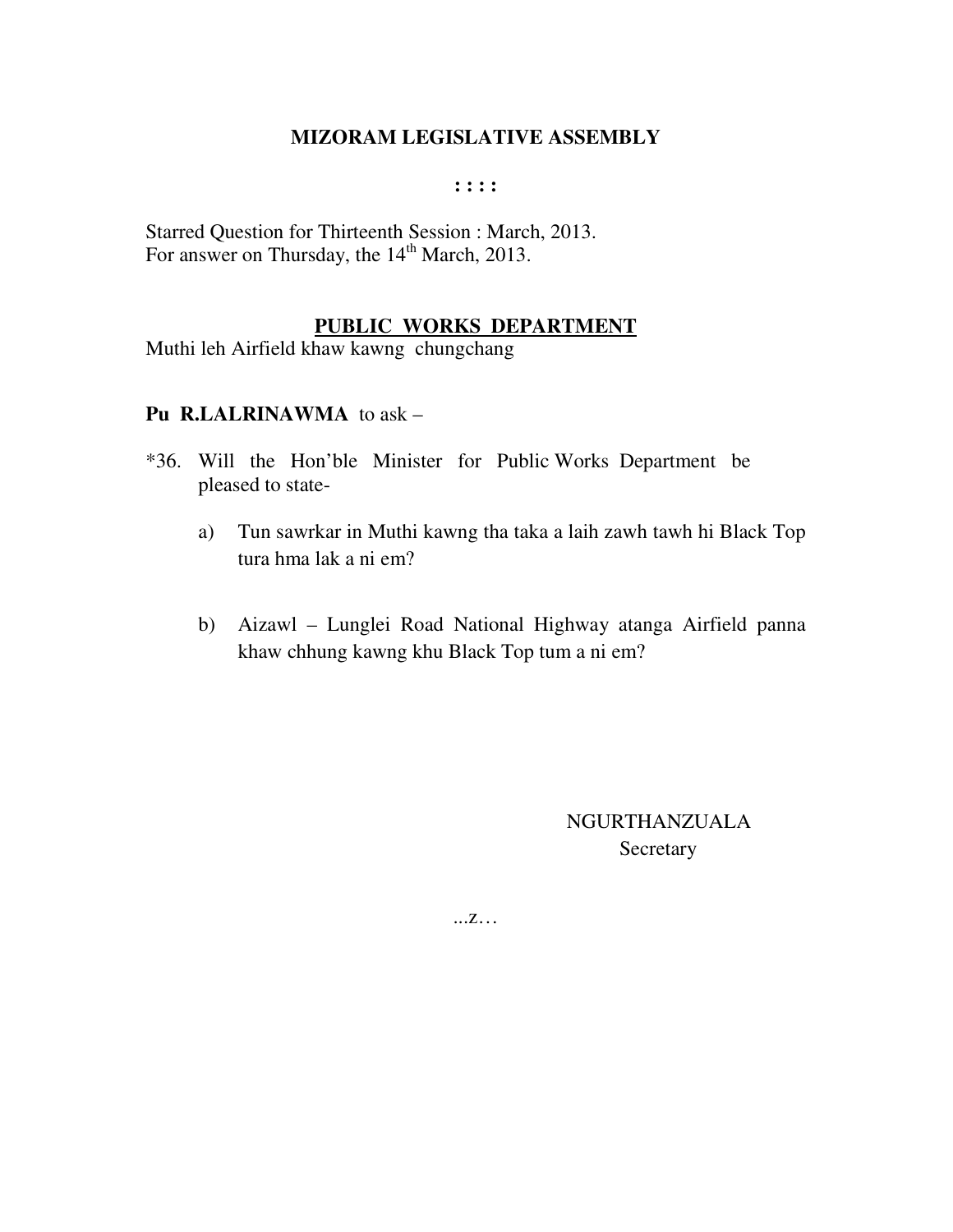# MIZORAM LEGISLATIVE ASSEMBLY

**: : : :**

Starred Question for Thirteenth Session : March, 2013.
For answer on Thursday, the 14th March, 2013.

## PUBLIC WORKS DEPARTMENT

Muthi leh Airfield khaw kawng chungchang

**Pu R.LALRINAWMA** to ask –

*36. Will the Hon'ble Minister for Public Works Department be pleased to state-

a) Tun sawrkar in Muthi kawng tha taka a laih zawh tawh hi Black Top tura hma lak a ni em?

b) Aizawl – Lunglei Road National Highway atanga Airfield panna khaw chhung kawng khu Black Top tum a ni em?

NGURTHANZUALA
Secretary

...z…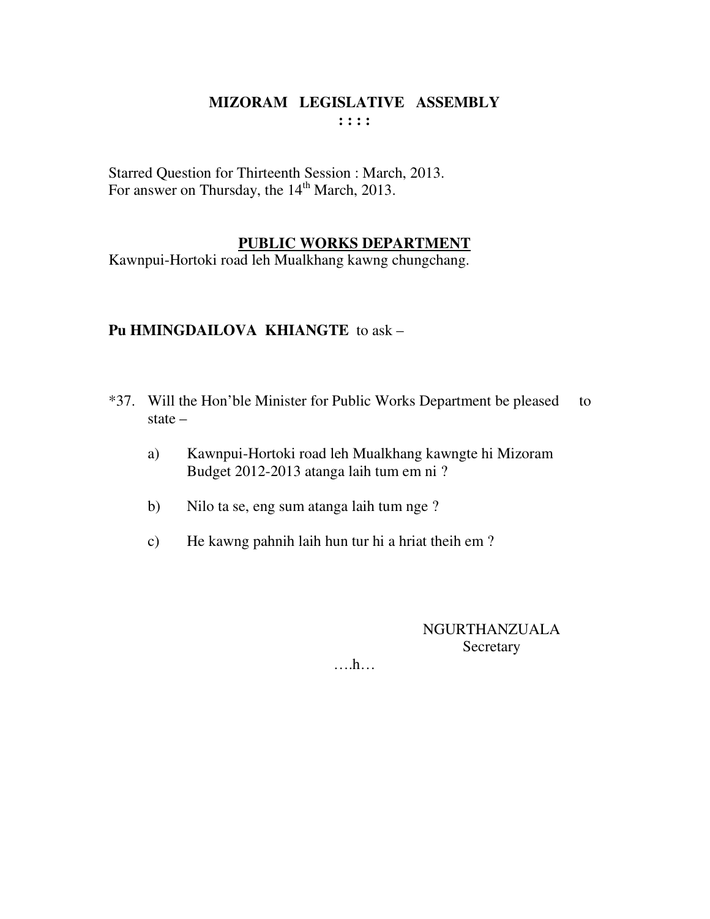# MIZORAM LEGISLATIVE ASSEMBLY

**: : : :**

Starred Question for Thirteenth Session : March, 2013.
For answer on Thursday, the 14th March, 2013.

## PUBLIC WORKS DEPARTMENT

Kawnpui-Hortoki road leh Mualkhang kawng chungchang.

**Pu HMINGDAILOVA KHIANGTE** to ask –

*37. Will the Hon'ble Minister for Public Works Department be pleased to state –

a) Kawnpui-Hortoki road leh Mualkhang kawngte hi Mizoram Budget 2012-2013 atanga laih tum em ni ?

b) Nilo ta se, eng sum atanga laih tum nge ?

c) He kawng pahnih laih hun tur hi a hriat theih em ?

NGURTHANZUALA
Secretary

….h…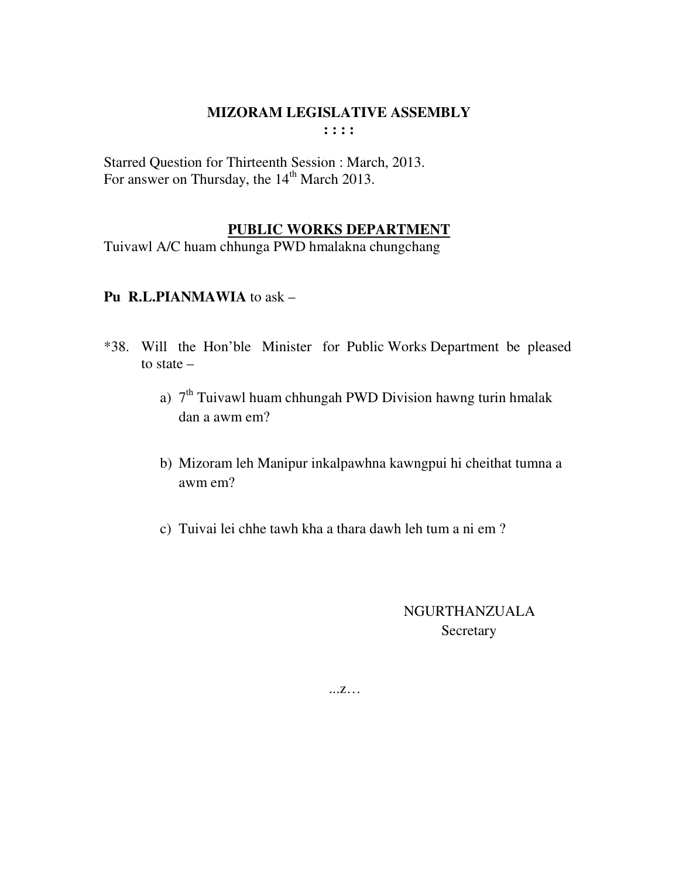# MIZORAM LEGISLATIVE ASSEMBLY

**: : : :**

Starred Question for Thirteenth Session : March, 2013.
For answer on Thursday, the 14th March 2013.

## PUBLIC WORKS DEPARTMENT

Tuivawl A/C huam chhunga PWD hmalakna chungchang

**Pu R.L.PIANMAWIA** to ask –

*38. Will the Hon'ble Minister for Public Works Department be pleased to state –

a) 7th Tuivawl huam chhungah PWD Division hawng turin hmalak dan a awm em?

b) Mizoram leh Manipur inkalpawhna kawngpui hi cheithat tumna a awm em?

c) Tuivai lei chhe tawh kha a thara dawh leh tum a ni em ?

NGURTHANZUALA
Secretary

...z…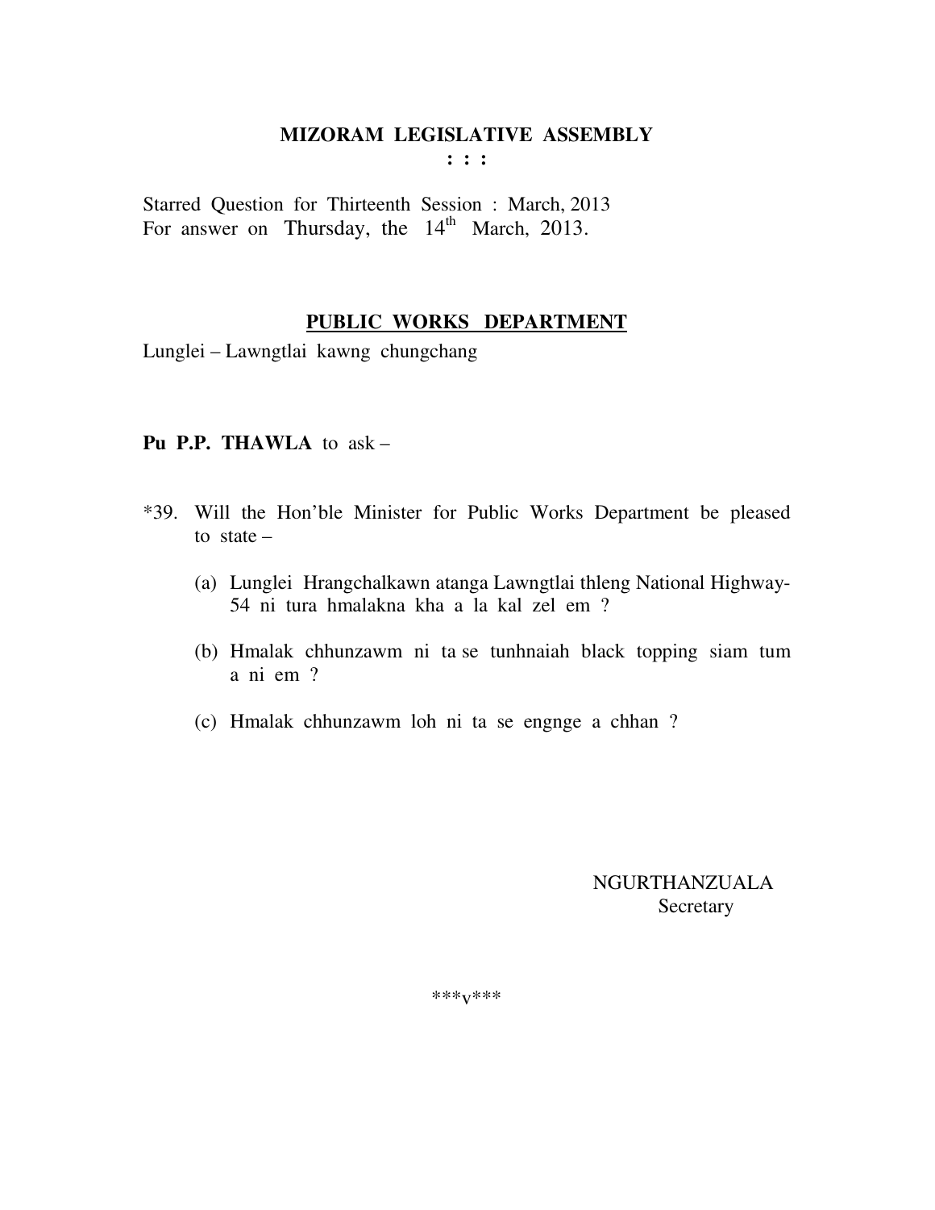# MIZORAM LEGISLATIVE ASSEMBLY

: : :

Starred Question for Thirteenth Session : March, 2013
For answer on Thursday, the 14th March, 2013.

## PUBLIC WORKS DEPARTMENT

Lunglei – Lawngtlai kawng chungchang

**Pu P.P. THAWLA** to ask –

*39. Will the Hon'ble Minister for Public Works Department be pleased to state –

(a) Lunglei Hrangchalkawn atanga Lawngtlai thleng National Highway-54 ni tura hmalakna kha a la kal zel em ?

(b) Hmalak chhunzawm ni ta se tunhnaiah black topping siam tum a ni em ?

(c) Hmalak chhunzawm loh ni ta se engnge a chhan ?

NGURTHANZUALA
Secretary

***v***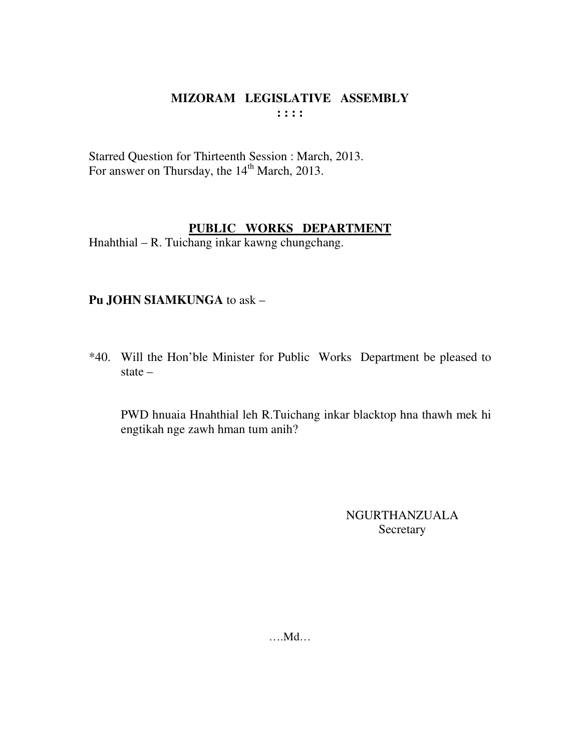# MIZORAM LEGISLATIVE ASSEMBLY

: : : :

Starred Question for Thirteenth Session : March, 2013.
For answer on Thursday, the 14th March, 2013.

## <u>PUBLIC WORKS DEPARTMENT</u>

Hnahthial – R. Tuichang inkar kawng chungchang.

**Pu JOHN SIAMKUNGA** to ask –

*40. Will the Hon'ble Minister for Public Works Department be pleased to state –

PWD hnuaia Hnahthial leh R.Tuichang inkar blacktop hna thawh mek hi engtikah nge zawh hman tum anih?

NGURTHANZUALA
Secretary

….Md…